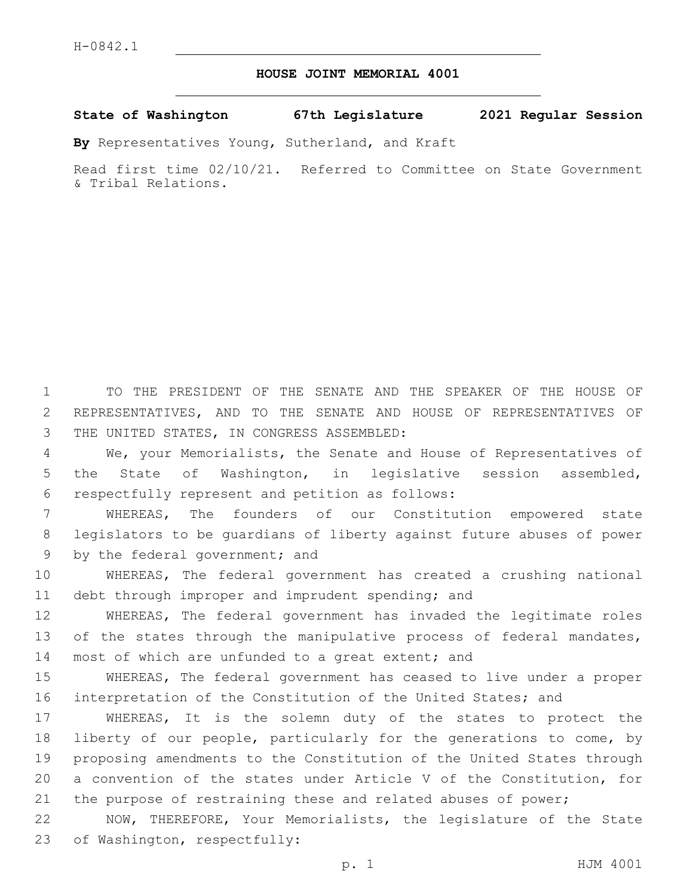H-0842.1

# HOUSE JOINT MEMORIAL 4001

**State of Washington 67th Legislature 2021 Regular Session**

**By** Representatives Young, Sutherland, and Kraft

Read first time 02/10/21. Referred to Committee on State Government & Tribal Relations.

TO THE PRESIDENT OF THE SENATE AND THE SPEAKER OF THE HOUSE OF REPRESENTATIVES, AND TO THE SENATE AND HOUSE OF REPRESENTATIVES OF THE UNITED STATES, IN CONGRESS ASSEMBLED:

We, your Memorialists, the Senate and House of Representatives of the State of Washington, in legislative session assembled, respectfully represent and petition as follows:

WHEREAS, The founders of our Constitution empowered state legislators to be guardians of liberty against future abuses of power by the federal government; and

WHEREAS, The federal government has created a crushing national debt through improper and imprudent spending; and

WHEREAS, The federal government has invaded the legitimate roles of the states through the manipulative process of federal mandates, most of which are unfunded to a great extent; and

WHEREAS, The federal government has ceased to live under a proper interpretation of the Constitution of the United States; and

WHEREAS, It is the solemn duty of the states to protect the liberty of our people, particularly for the generations to come, by proposing amendments to the Constitution of the United States through a convention of the states under Article V of the Constitution, for the purpose of restraining these and related abuses of power;

NOW, THEREFORE, Your Memorialists, the legislature of the State of Washington, respectfully: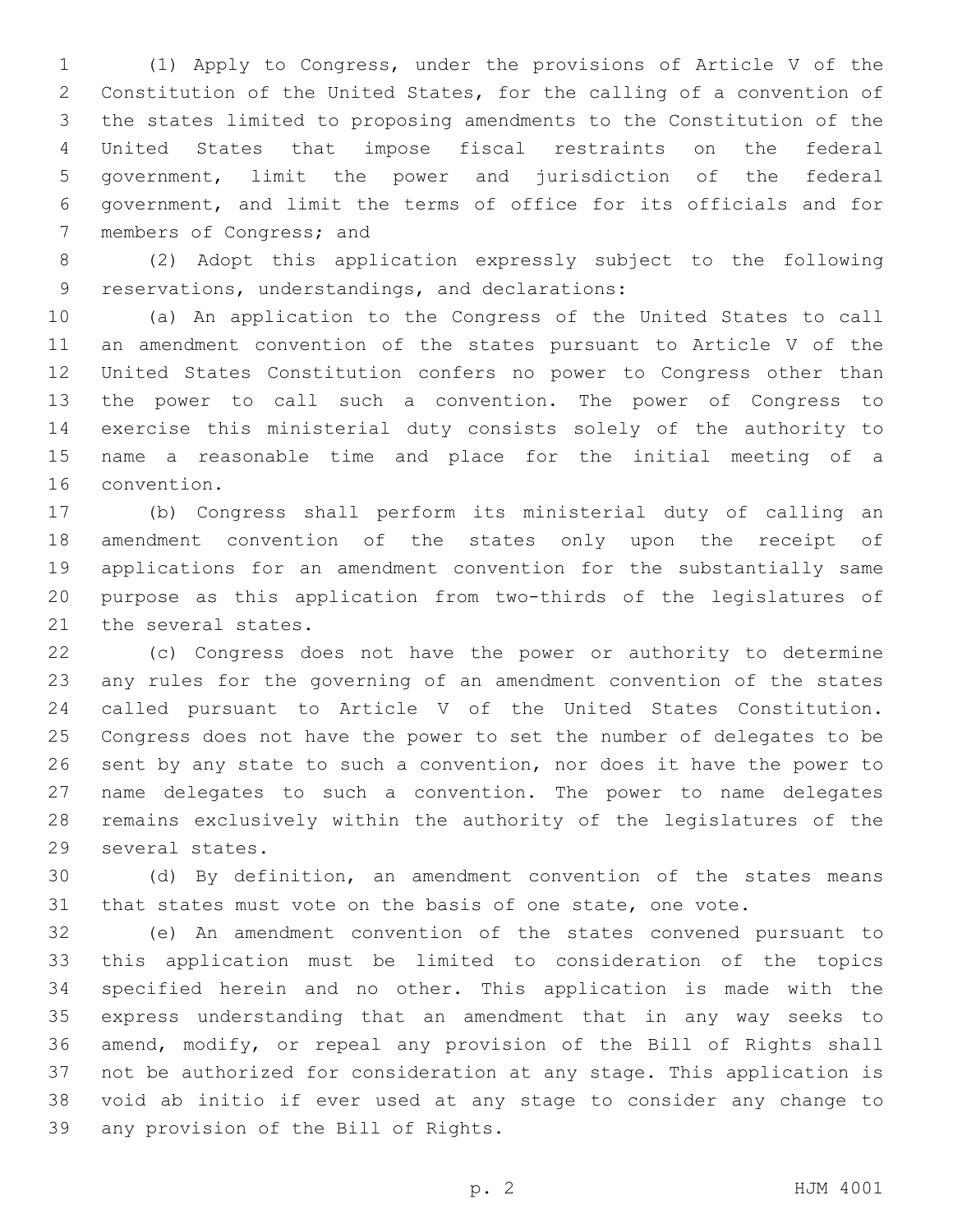(1) Apply to Congress, under the provisions of Article V of the Constitution of the United States, for the calling of a convention of the states limited to proposing amendments to the Constitution of the United States that impose fiscal restraints on the federal government, limit the power and jurisdiction of the federal government, and limit the terms of office for its officials and for members of Congress; and

(2) Adopt this application expressly subject to the following reservations, understandings, and declarations:

(a) An application to the Congress of the United States to call an amendment convention of the states pursuant to Article V of the United States Constitution confers no power to Congress other than the power to call such a convention. The power of Congress to exercise this ministerial duty consists solely of the authority to name a reasonable time and place for the initial meeting of a convention.

(b) Congress shall perform its ministerial duty of calling an amendment convention of the states only upon the receipt of applications for an amendment convention for the substantially same purpose as this application from two-thirds of the legislatures of the several states.

(c) Congress does not have the power or authority to determine any rules for the governing of an amendment convention of the states called pursuant to Article V of the United States Constitution. Congress does not have the power to set the number of delegates to be sent by any state to such a convention, nor does it have the power to name delegates to such a convention. The power to name delegates remains exclusively within the authority of the legislatures of the several states.

(d) By definition, an amendment convention of the states means that states must vote on the basis of one state, one vote.

(e) An amendment convention of the states convened pursuant to this application must be limited to consideration of the topics specified herein and no other. This application is made with the express understanding that an amendment that in any way seeks to amend, modify, or repeal any provision of the Bill of Rights shall not be authorized for consideration at any stage. This application is void ab initio if ever used at any stage to consider any change to any provision of the Bill of Rights.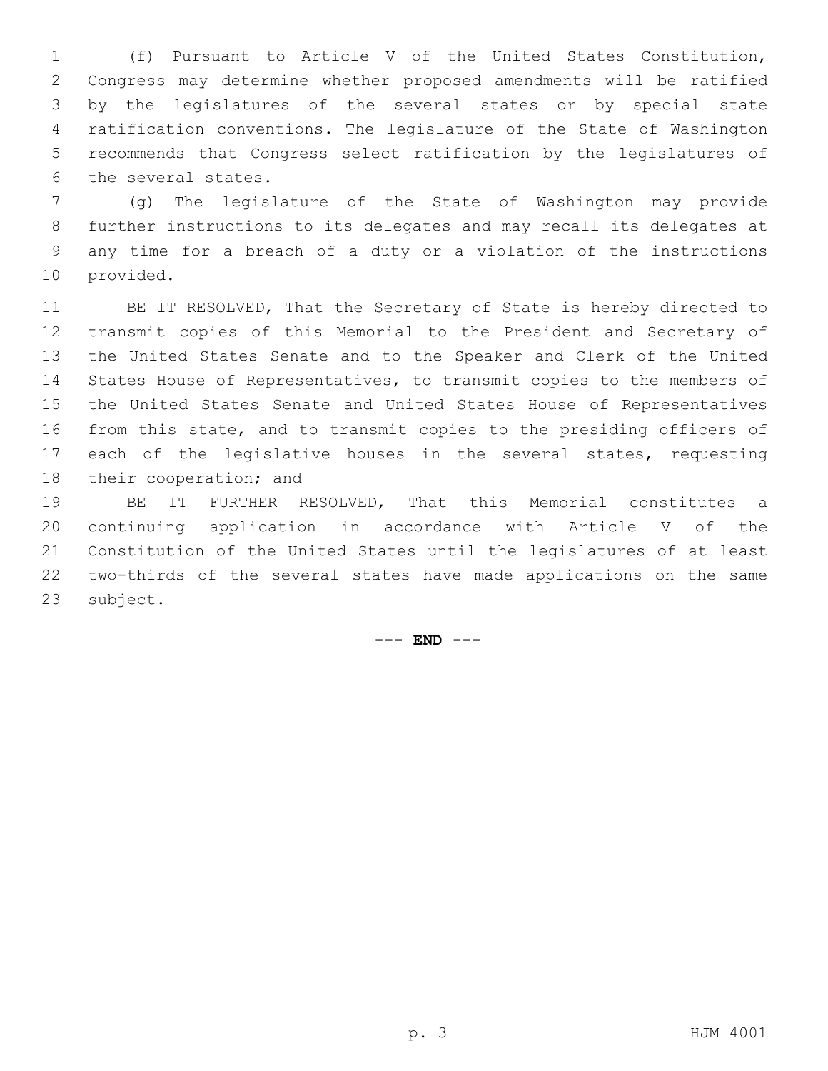(f) Pursuant to Article V of the United States Constitution, Congress may determine whether proposed amendments will be ratified by the legislatures of the several states or by special state ratification conventions. The legislature of the State of Washington recommends that Congress select ratification by the legislatures of the several states.

(g) The legislature of the State of Washington may provide further instructions to its delegates and may recall its delegates at any time for a breach of a duty or a violation of the instructions provided.

BE IT RESOLVED, That the Secretary of State is hereby directed to transmit copies of this Memorial to the President and Secretary of the United States Senate and to the Speaker and Clerk of the United States House of Representatives, to transmit copies to the members of the United States Senate and United States House of Representatives from this state, and to transmit copies to the presiding officers of each of the legislative houses in the several states, requesting their cooperation; and

BE IT FURTHER RESOLVED, That this Memorial constitutes a continuing application in accordance with Article V of the Constitution of the United States until the legislatures of at least two-thirds of the several states have made applications on the same subject.

**--- END ---**